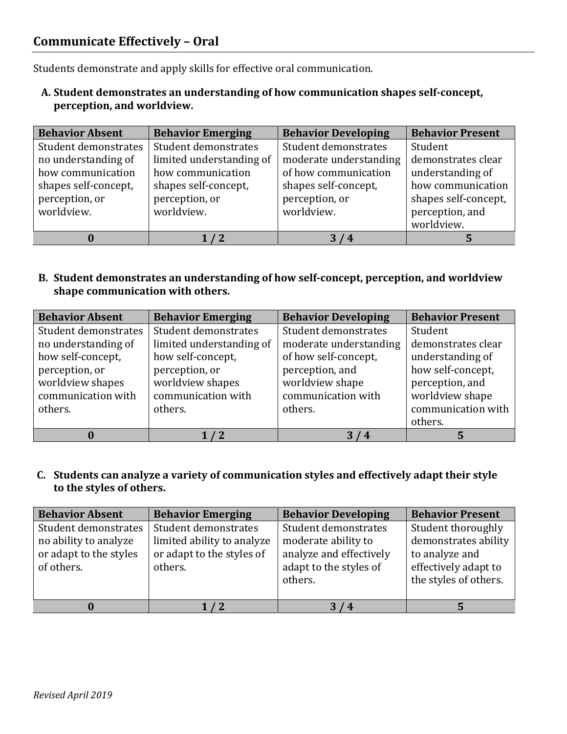## Communicate Effectively – Oral

Students demonstrate and apply skills for effective oral communication.

**A. Student demonstrates an understanding of how communication shapes self-concept, perception, and worldview.**

| Behavior Absent | Behavior Emerging | Behavior Developing | Behavior Present |
|---|---|---|---|
| Student demonstrates no understanding of how communication shapes self-concept, perception, or worldview. | Student demonstrates limited understanding of how communication shapes self-concept, perception, or worldview. | Student demonstrates moderate understanding of how communication shapes self-concept, perception, or worldview. | Student demonstrates clear understanding of how communication shapes self-concept, perception, and worldview. |
| **0** | **1 / 2** | **3 / 4** | **5** |

**B. Student demonstrates an understanding of how self-concept, perception, and worldview shape communication with others.**

| Behavior Absent | Behavior Emerging | Behavior Developing | Behavior Present |
|---|---|---|---|
| Student demonstrates no understanding of how self-concept, perception, or worldview shapes communication with others. | Student demonstrates limited understanding of how self-concept, perception, or worldview shapes communication with others. | Student demonstrates moderate understanding of how self-concept, perception, and worldview shape communication with others. | Student demonstrates clear understanding of how self-concept, perception, and worldview shape communication with others. |
| **0** | **1 / 2** | **3 / 4** | **5** |

**C. Students can analyze a variety of communication styles and effectively adapt their style to the styles of others.**

| Behavior Absent | Behavior Emerging | Behavior Developing | Behavior Present |
|---|---|---|---|
| Student demonstrates no ability to analyze or adapt to the styles of others. | Student demonstrates limited ability to analyze or adapt to the styles of others. | Student demonstrates moderate ability to analyze and effectively adapt to the styles of others. | Student thoroughly demonstrates ability to analyze and effectively adapt to the styles of others. |
| **0** | **1 / 2** | **3 / 4** | **5** |

*Revised April 2019*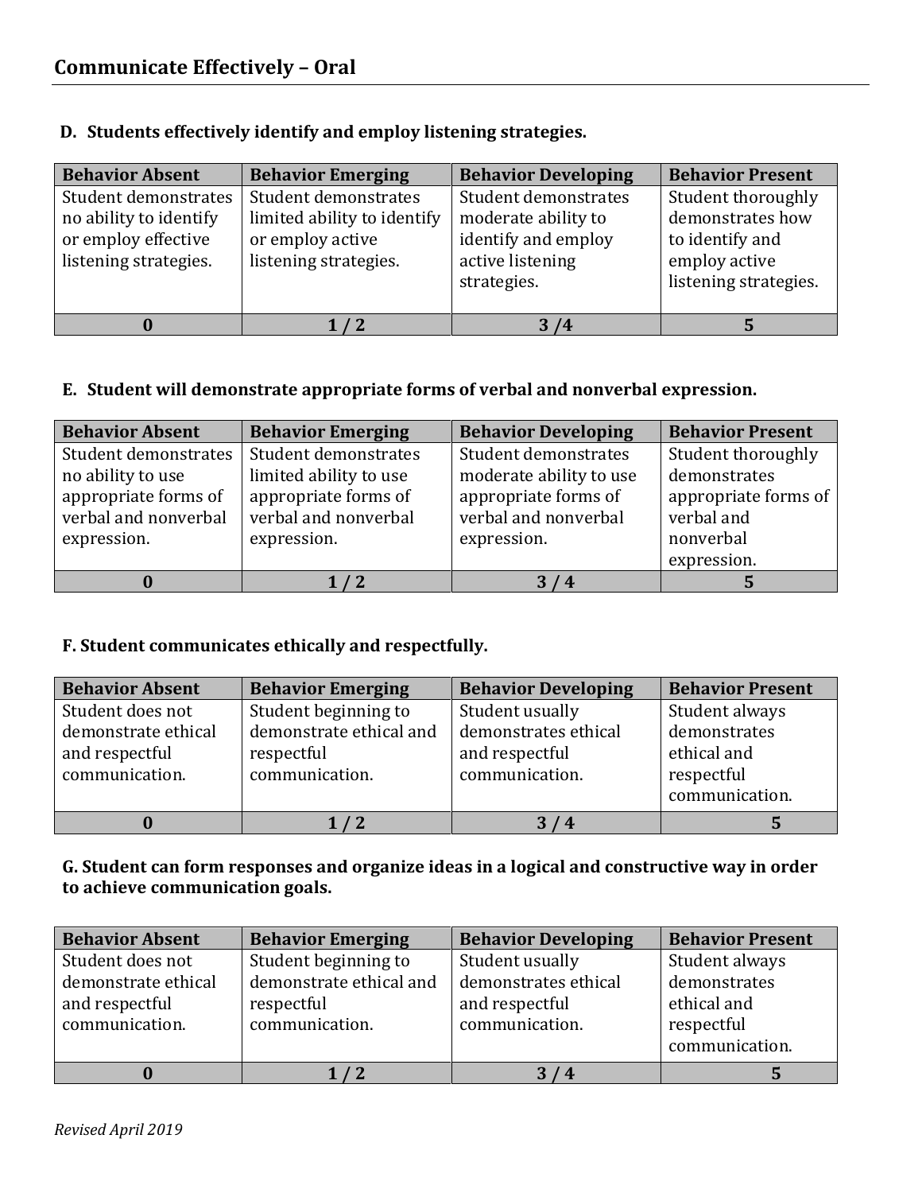## Communicate Effectively – Oral

**D. Students effectively identify and employ listening strategies.**

| Behavior Absent | Behavior Emerging | Behavior Developing | Behavior Present |
|---|---|---|---|
| Student demonstrates no ability to identify or employ effective listening strategies. | Student demonstrates limited ability to identify or employ active listening strategies. | Student demonstrates moderate ability to identify and employ active listening strategies. | Student thoroughly demonstrates how to identify and employ active listening strategies. |
| **0** | **1 / 2** | **3 /4** | **5** |

**E. Student will demonstrate appropriate forms of verbal and nonverbal expression.**

| Behavior Absent | Behavior Emerging | Behavior Developing | Behavior Present |
|---|---|---|---|
| Student demonstrates no ability to use appropriate forms of verbal and nonverbal expression. | Student demonstrates limited ability to use appropriate forms of verbal and nonverbal expression. | Student demonstrates moderate ability to use appropriate forms of verbal and nonverbal expression. | Student thoroughly demonstrates appropriate forms of verbal and nonverbal expression. |
| **0** | **1 / 2** | **3 / 4** | **5** |

**F. Student communicates ethically and respectfully.**

| Behavior Absent | Behavior Emerging | Behavior Developing | Behavior Present |
|---|---|---|---|
| Student does not demonstrate ethical and respectful communication. | Student beginning to demonstrate ethical and respectful communication. | Student usually demonstrates ethical and respectful communication. | Student always demonstrates ethical and respectful communication. |
| **0** | **1 / 2** | **3 / 4** | **5** |

**G. Student can form responses and organize ideas in a logical and constructive way in order to achieve communication goals.**

| Behavior Absent | Behavior Emerging | Behavior Developing | Behavior Present |
|---|---|---|---|
| Student does not demonstrate ethical and respectful communication. | Student beginning to demonstrate ethical and respectful communication. | Student usually demonstrates ethical and respectful communication. | Student always demonstrates ethical and respectful communication. |
| **0** | **1 / 2** | **3 / 4** | **5** |

*Revised April 2019*